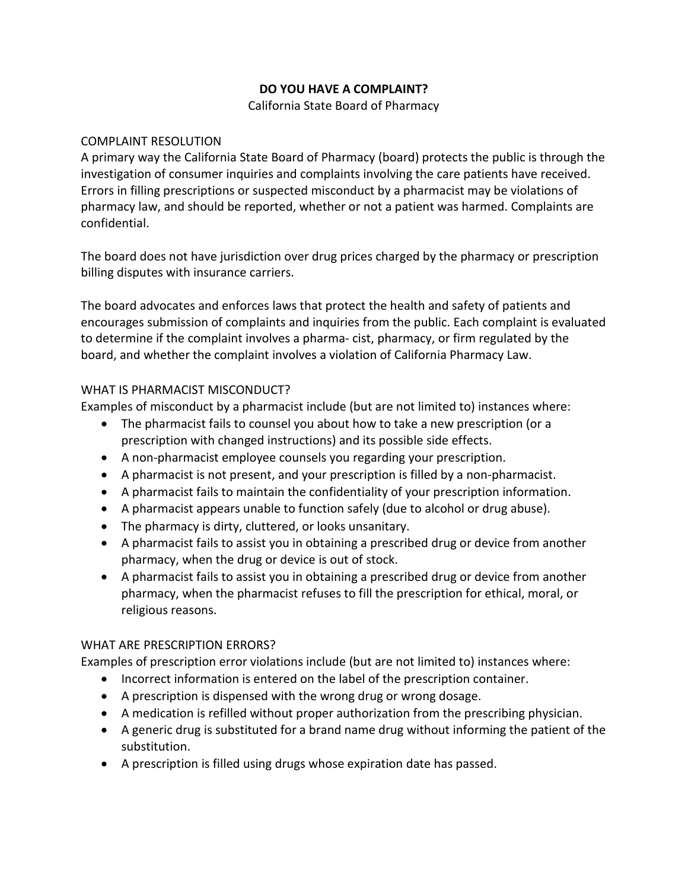# DO YOU HAVE A COMPLAINT?

California State Board of Pharmacy

## COMPLAINT RESOLUTION

A primary way the California State Board of Pharmacy (board) protects the public is through the investigation of consumer inquiries and complaints involving the care patients have received. Errors in filling prescriptions or suspected misconduct by a pharmacist may be violations of pharmacy law, and should be reported, whether or not a patient was harmed. Complaints are confidential.

The board does not have jurisdiction over drug prices charged by the pharmacy or prescription billing disputes with insurance carriers.

The board advocates and enforces laws that protect the health and safety of patients and encourages submission of complaints and inquiries from the public. Each complaint is evaluated to determine if the complaint involves a pharma- cist, pharmacy, or firm regulated by the board, and whether the complaint involves a violation of California Pharmacy Law.

## WHAT IS PHARMACIST MISCONDUCT?

Examples of misconduct by a pharmacist include (but are not limited to) instances where:

- The pharmacist fails to counsel you about how to take a new prescription (or a prescription with changed instructions) and its possible side effects.
- A non-pharmacist employee counsels you regarding your prescription.
- A pharmacist is not present, and your prescription is filled by a non-pharmacist.
- A pharmacist fails to maintain the confidentiality of your prescription information.
- A pharmacist appears unable to function safely (due to alcohol or drug abuse).
- The pharmacy is dirty, cluttered, or looks unsanitary.
- A pharmacist fails to assist you in obtaining a prescribed drug or device from another pharmacy, when the drug or device is out of stock.
- A pharmacist fails to assist you in obtaining a prescribed drug or device from another pharmacy, when the pharmacist refuses to fill the prescription for ethical, moral, or religious reasons.

## WHAT ARE PRESCRIPTION ERRORS?

Examples of prescription error violations include (but are not limited to) instances where:

- Incorrect information is entered on the label of the prescription container.
- A prescription is dispensed with the wrong drug or wrong dosage.
- A medication is refilled without proper authorization from the prescribing physician.
- A generic drug is substituted for a brand name drug without informing the patient of the substitution.
- A prescription is filled using drugs whose expiration date has passed.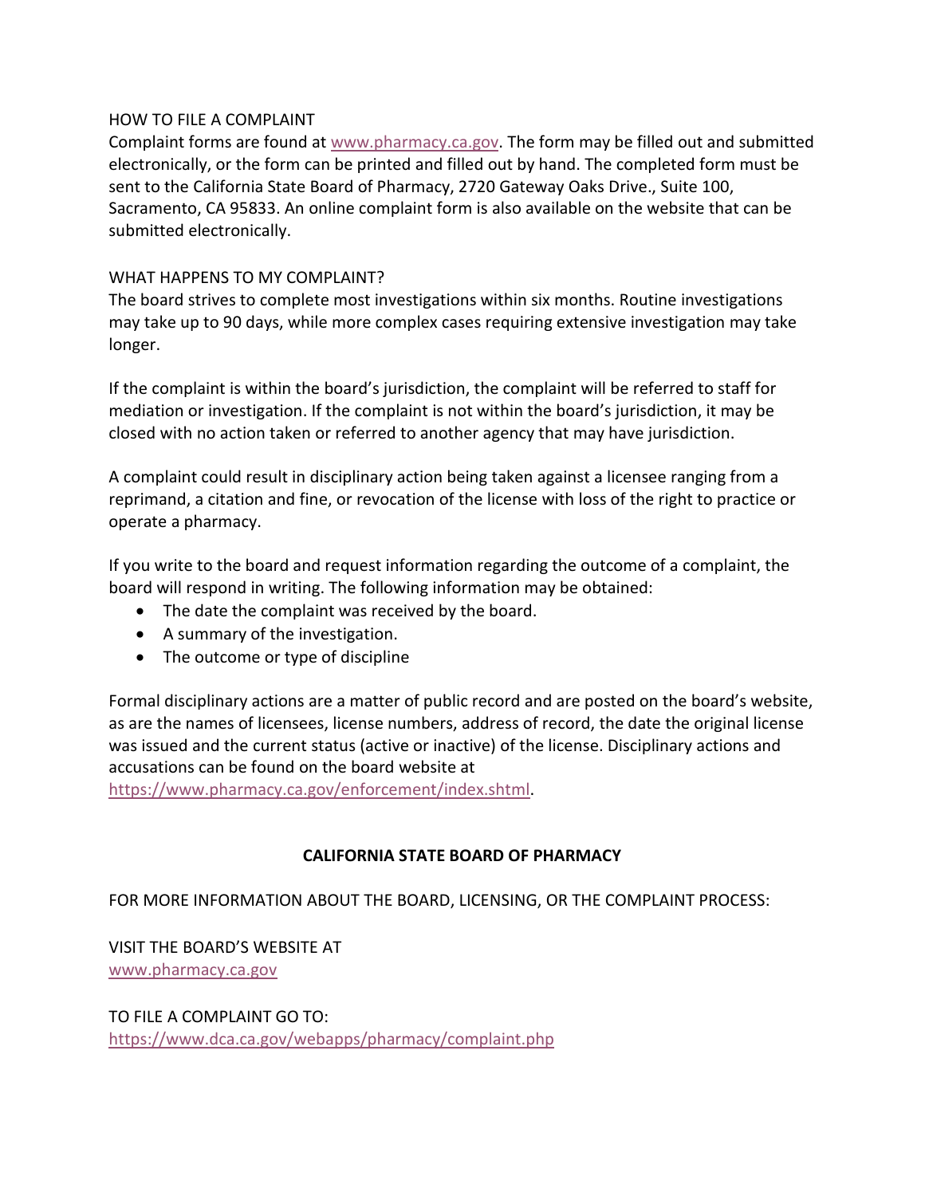## HOW TO FILE A COMPLAINT

Complaint forms are found at www.pharmacy.ca.gov. The form may be filled out and submitted electronically, or the form can be printed and filled out by hand. The completed form must be sent to the California State Board of Pharmacy, 2720 Gateway Oaks Drive., Suite 100, Sacramento, CA 95833. An online complaint form is also available on the website that can be submitted electronically.

## WHAT HAPPENS TO MY COMPLAINT?

The board strives to complete most investigations within six months. Routine investigations may take up to 90 days, while more complex cases requiring extensive investigation may take longer.

If the complaint is within the board's jurisdiction, the complaint will be referred to staff for mediation or investigation. If the complaint is not within the board's jurisdiction, it may be closed with no action taken or referred to another agency that may have jurisdiction.

A complaint could result in disciplinary action being taken against a licensee ranging from a reprimand, a citation and fine, or revocation of the license with loss of the right to practice or operate a pharmacy.

If you write to the board and request information regarding the outcome of a complaint, the board will respond in writing. The following information may be obtained:

- The date the complaint was received by the board.
- A summary of the investigation.
- The outcome or type of discipline

Formal disciplinary actions are a matter of public record and are posted on the board's website, as are the names of licensees, license numbers, address of record, the date the original license was issued and the current status (active or inactive) of the license. Disciplinary actions and accusations can be found on the board website at https://www.pharmacy.ca.gov/enforcement/index.shtml.

**CALIFORNIA STATE BOARD OF PHARMACY**

FOR MORE INFORMATION ABOUT THE BOARD, LICENSING, OR THE COMPLAINT PROCESS:

VISIT THE BOARD'S WEBSITE AT
www.pharmacy.ca.gov

TO FILE A COMPLAINT GO TO:
https://www.dca.ca.gov/webapps/pharmacy/complaint.php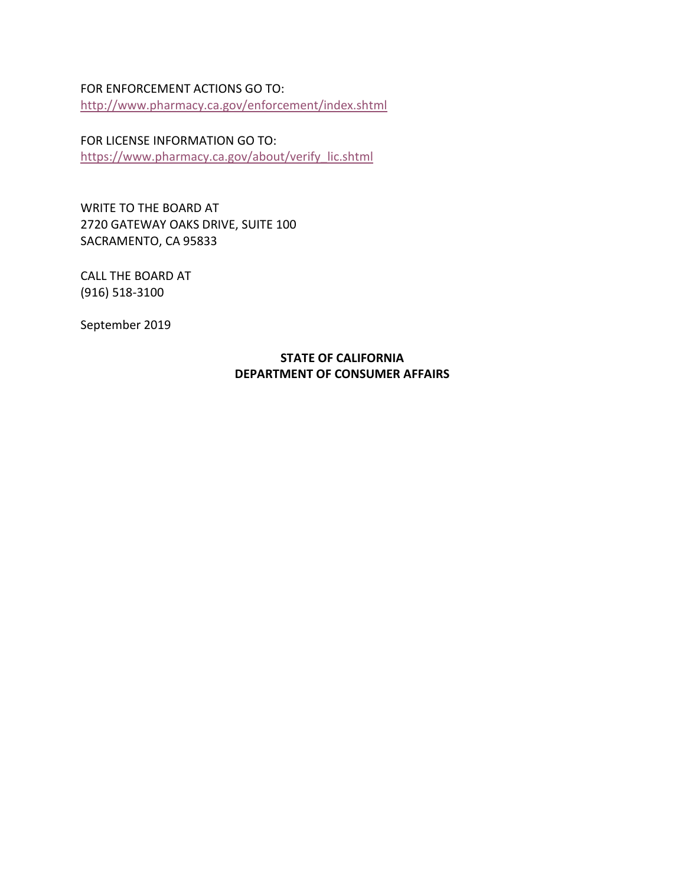FOR ENFORCEMENT ACTIONS GO TO:
http://www.pharmacy.ca.gov/enforcement/index.shtml

FOR LICENSE INFORMATION GO TO:
https://www.pharmacy.ca.gov/about/verify_lic.shtml

WRITE TO THE BOARD AT
2720 GATEWAY OAKS DRIVE, SUITE 100
SACRAMENTO, CA 95833

CALL THE BOARD AT
(916) 518-3100

September 2019

**STATE OF CALIFORNIA**
**DEPARTMENT OF CONSUMER AFFAIRS**